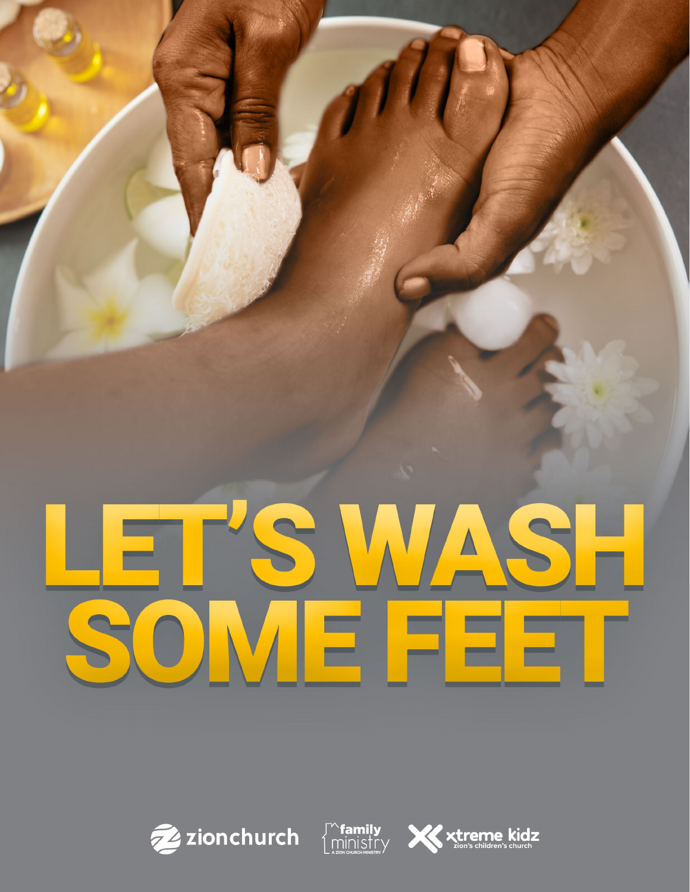# LET'S WASH SOME FEET

zionchurch

family ministry
A ZION CHURCH MINISTRY

xtreme kidz
zion's children's church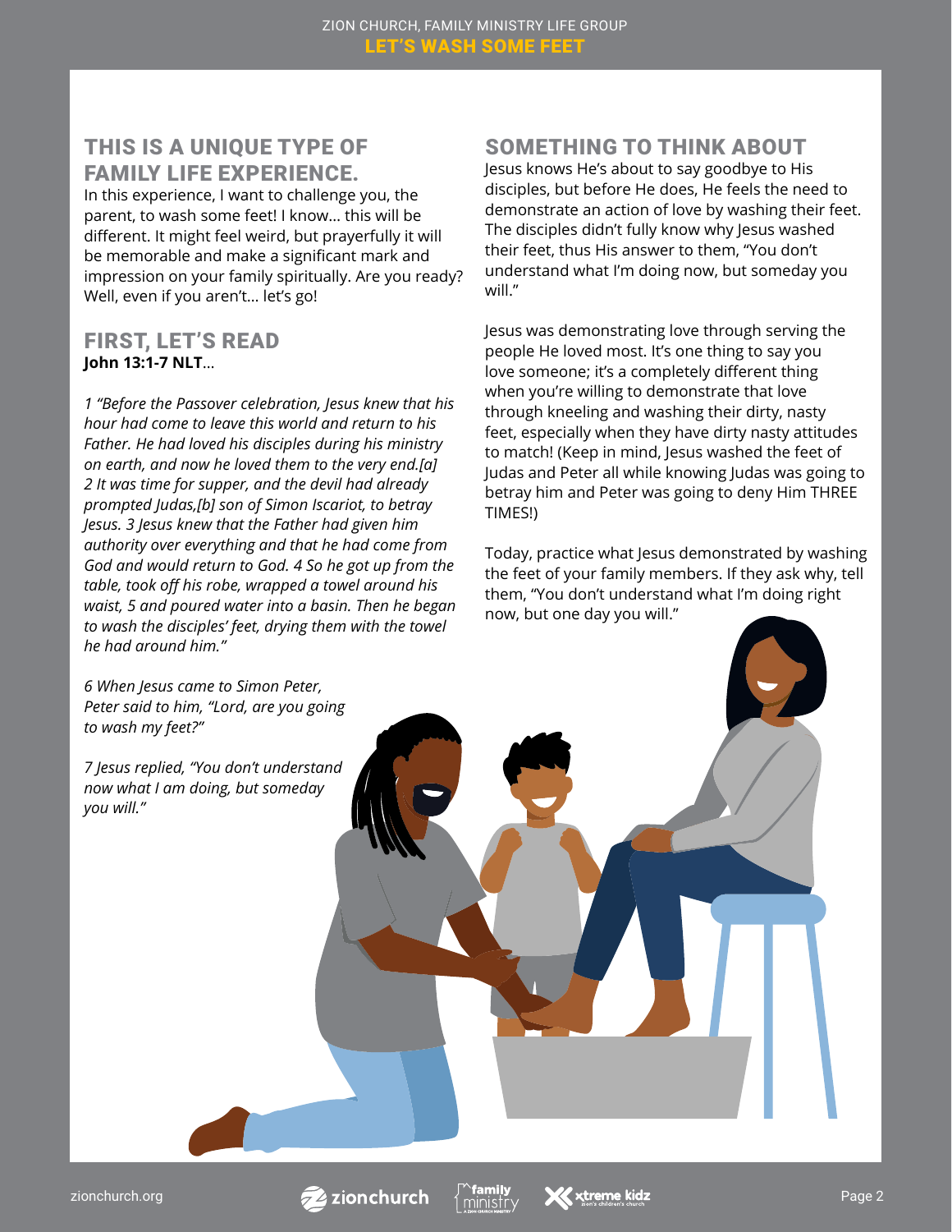## THIS IS A UNIQUE TYPE OF FAMILY LIFE EXPERIENCE.

In this experience, I want to challenge you, the parent, to wash some feet! I know... this will be different. It might feel weird, but prayerfully it will be memorable and make a significant mark and impression on your family spiritually. Are you ready? Well, even if you aren't... let's go!

## FIRST, LET'S READ

**John 13:1-7 NLT**...

*1 "Before the Passover celebration, Jesus knew that his hour had come to leave this world and return to his Father. He had loved his disciples during his ministry on earth, and now he loved them to the very end.[a] 2 It was time for supper, and the devil had already prompted Judas,[b] son of Simon Iscariot, to betray Jesus. 3 Jesus knew that the Father had given him authority over everything and that he had come from God and would return to God. 4 So he got up from the table, took off his robe, wrapped a towel around his waist, 5 and poured water into a basin. Then he began to wash the disciples' feet, drying them with the towel he had around him."*

*6 When Jesus came to Simon Peter, Peter said to him, "Lord, are you going to wash my feet?"*

*7 Jesus replied, "You don't understand now what I am doing, but someday you will."*

## SOMETHING TO THINK ABOUT

Jesus knows He's about to say goodbye to His disciples, but before He does, He feels the need to demonstrate an action of love by washing their feet. The disciples didn't fully know why Jesus washed their feet, thus His answer to them, "You don't understand what I'm doing now, but someday you will."

Jesus was demonstrating love through serving the people He loved most. It's one thing to say you love someone; it's a completely different thing when you're willing to demonstrate that love through kneeling and washing their dirty, nasty feet, especially when they have dirty nasty attitudes to match! (Keep in mind, Jesus washed the feet of Judas and Peter all while knowing Judas was going to betray him and Peter was going to deny Him THREE TIMES!)

Today, practice what Jesus demonstrated by washing the feet of your family members. If they ask why, tell them, "You don't understand what I'm doing right now, but one day you will."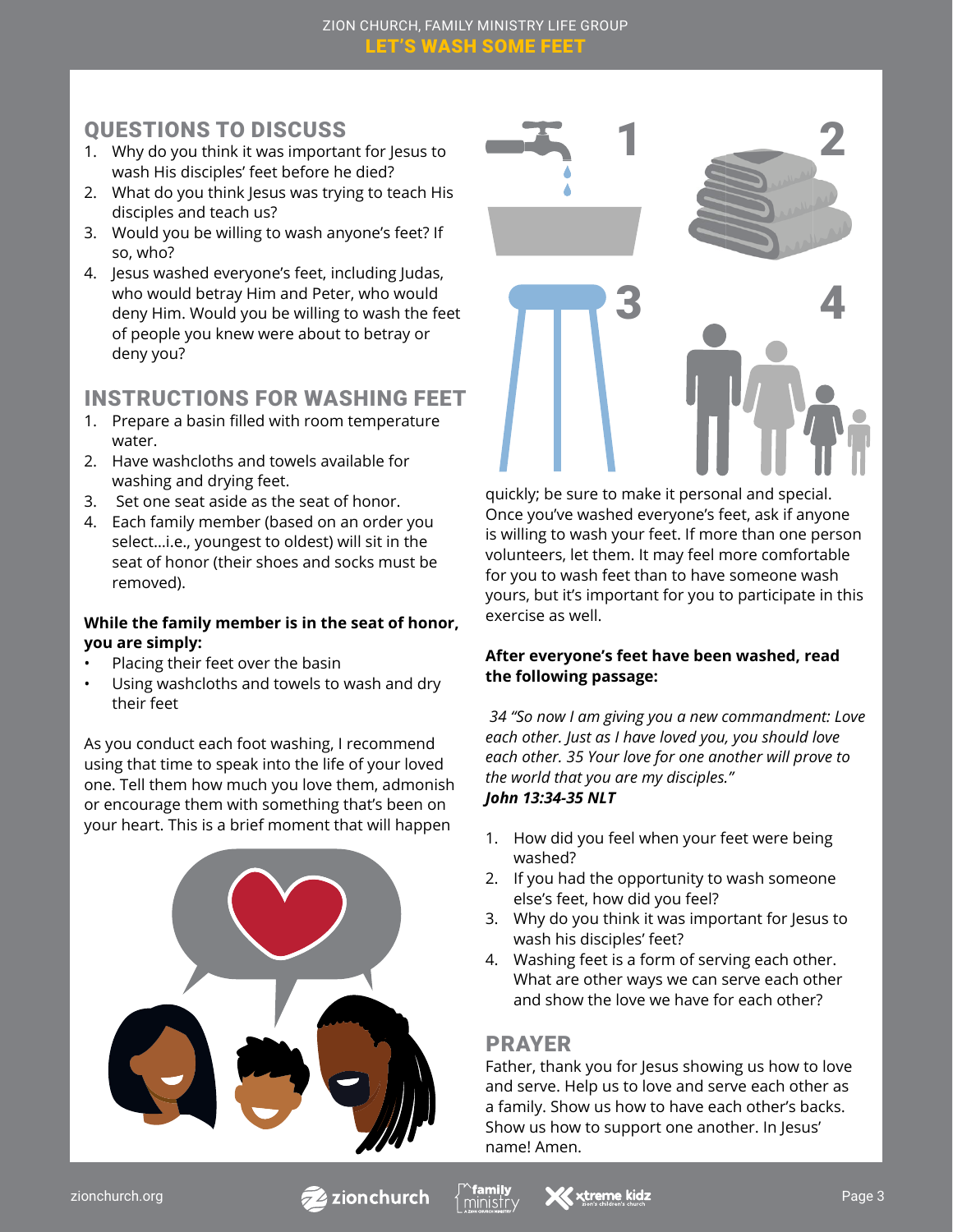## QUESTIONS TO DISCUSS

1. Why do you think it was important for Jesus to wash His disciples' feet before he died?
2. What do you think Jesus was trying to teach His disciples and teach us?
3. Would you be willing to wash anyone's feet? If so, who?
4. Jesus washed everyone's feet, including Judas, who would betray Him and Peter, who would deny Him. Would you be willing to wash the feet of people you knew were about to betray or deny you?

## INSTRUCTIONS FOR WASHING FEET

1. Prepare a basin filled with room temperature water.
2. Have washcloths and towels available for washing and drying feet.
3. Set one seat aside as the seat of honor.
4. Each family member (based on an order you select...i.e., youngest to oldest) will sit in the seat of honor (their shoes and socks must be removed).

**While the family member is in the seat of honor, you are simply:**

- Placing their feet over the basin
- Using washcloths and towels to wash and dry their feet

As you conduct each foot washing, I recommend using that time to speak into the life of your loved one. Tell them how much you love them, admonish or encourage them with something that's been on your heart. This is a brief moment that will happen quickly; be sure to make it personal and special. Once you've washed everyone's feet, ask if anyone is willing to wash your feet. If more than one person volunteers, let them. It may feel more comfortable for you to wash feet than to have someone wash yours, but it's important for you to participate in this exercise as well.

**After everyone's feet have been washed, read the following passage:**

*34 "So now I am giving you a new commandment: Love each other. Just as I have loved you, you should love each other. 35 Your love for one another will prove to the world that you are my disciples."*
***John 13:34-35 NLT***

1. How did you feel when your feet were being washed?
2. If you had the opportunity to wash someone else's feet, how did you feel?
3. Why do you think it was important for Jesus to wash his disciples' feet?
4. Washing feet is a form of serving each other. What are other ways we can serve each other and show the love we have for each other?

## PRAYER

Father, thank you for Jesus showing us how to love and serve. Help us to love and serve each other as a family. Show us how to have each other's backs. Show us how to support one another. In Jesus' name! Amen.